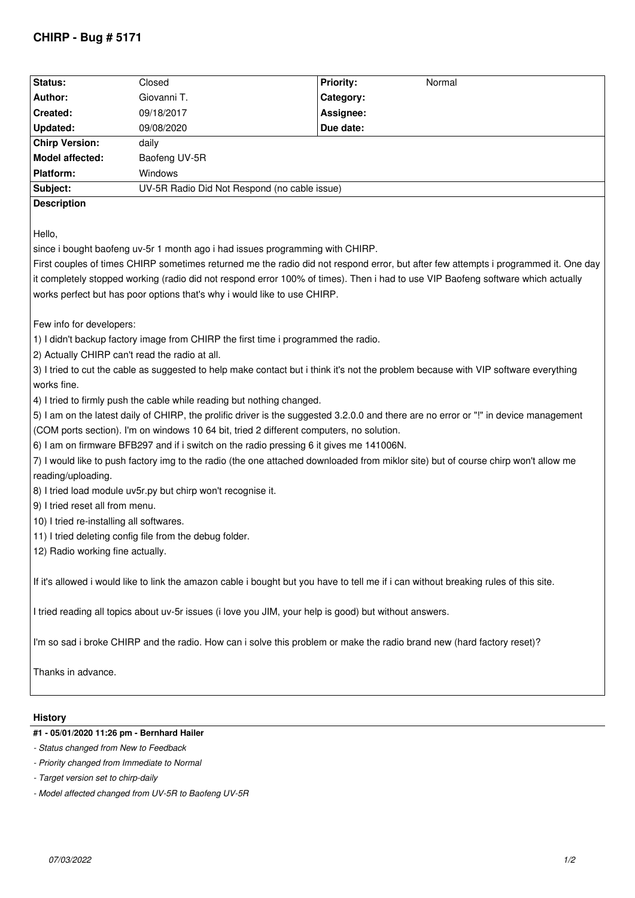# CHIRP - Bug # 5171

| Status: | Closed | Priority: | Normal |
|---|---|---|---|
| Author: | Giovanni T. | Category: | |
| Created: | 09/18/2017 | Assignee: | |
| Updated: | 09/08/2020 | Due date: | |
| Chirp Version: | daily | | |
| Model affected: | Baofeng UV-5R | | |
| Platform: | Windows | | |
| Subject: | UV-5R Radio Did Not Respond (no cable issue) | | |

**Description**

Hello,

since i bought baofeng uv-5r 1 month ago i had issues programming with CHIRP.

First couples of times CHIRP sometimes returned me the radio did not respond error, but after few attempts i programmed it. One day it completely stopped working (radio did not respond error 100% of times). Then i had to use VIP Baofeng software which actually works perfect but has poor options that's why i would like to use CHIRP.

Few info for developers:

1) I didn't backup factory image from CHIRP the first time i programmed the radio.
2) Actually CHIRP can't read the radio at all.
3) I tried to cut the cable as suggested to help make contact but i think it's not the problem because with VIP software everything works fine.
4) I tried to firmly push the cable while reading but nothing changed.
5) I am on the latest daily of CHIRP, the prolific driver is the suggested 3.2.0.0 and there are no error or "!" in device management (COM ports section). I'm on windows 10 64 bit, tried 2 different computers, no solution.
6) I am on firmware BFB297 and if i switch on the radio pressing 6 it gives me 141006N.
7) I would like to push factory img to the radio (the one attached downloaded from miklor site) but of course chirp won't allow me reading/uploading.
8) I tried load module uv5r.py but chirp won't recognise it.
9) I tried reset all from menu.
10) I tried re-installing all softwares.
11) I tried deleting config file from the debug folder.
12) Radio working fine actually.

If it's allowed i would like to link the amazon cable i bought but you have to tell me if i can without breaking rules of this site.

I tried reading all topics about uv-5r issues (i love you JIM, your help is good) but without answers.

I'm so sad i broke CHIRP and the radio. How can i solve this problem or make the radio brand new (hard factory reset)?

Thanks in advance.

## History

**#1 - 05/01/2020 11:26 pm - Bernhard Hailer**

*- Status changed from New to Feedback*

*- Priority changed from Immediate to Normal*

*- Target version set to chirp-daily*

*- Model affected changed from UV-5R to Baofeng UV-5R*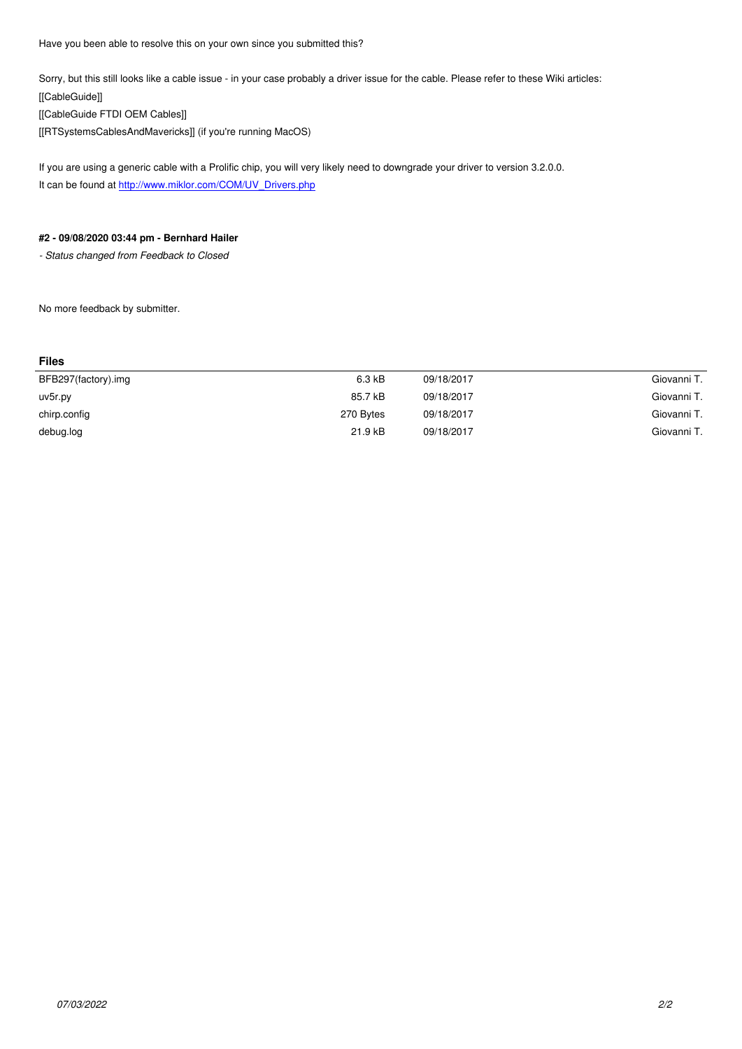Have you been able to resolve this on your own since you submitted this?

Sorry, but this still looks like a cable issue - in your case probably a driver issue for the cable. Please refer to these Wiki articles:
[[CableGuide]]
[[CableGuide FTDI OEM Cables]]
[[RTSystemsCablesAndMavericks]] (if you're running MacOS)

If you are using a generic cable with a Prolific chip, you will very likely need to downgrade your driver to version 3.2.0.0.
It can be found at http://www.miklor.com/COM/UV_Drivers.php

**#2 - 09/08/2020 03:44 pm - Bernhard Hailer**

*- Status changed from Feedback to Closed*

No more feedback by submitter.

**Files**

| | | | |
|---|---|---|---|
| BFB297(factory).img | 6.3 kB | 09/18/2017 | Giovanni T. |
| uv5r.py | 85.7 kB | 09/18/2017 | Giovanni T. |
| chirp.config | 270 Bytes | 09/18/2017 | Giovanni T. |
| debug.log | 21.9 kB | 09/18/2017 | Giovanni T. |